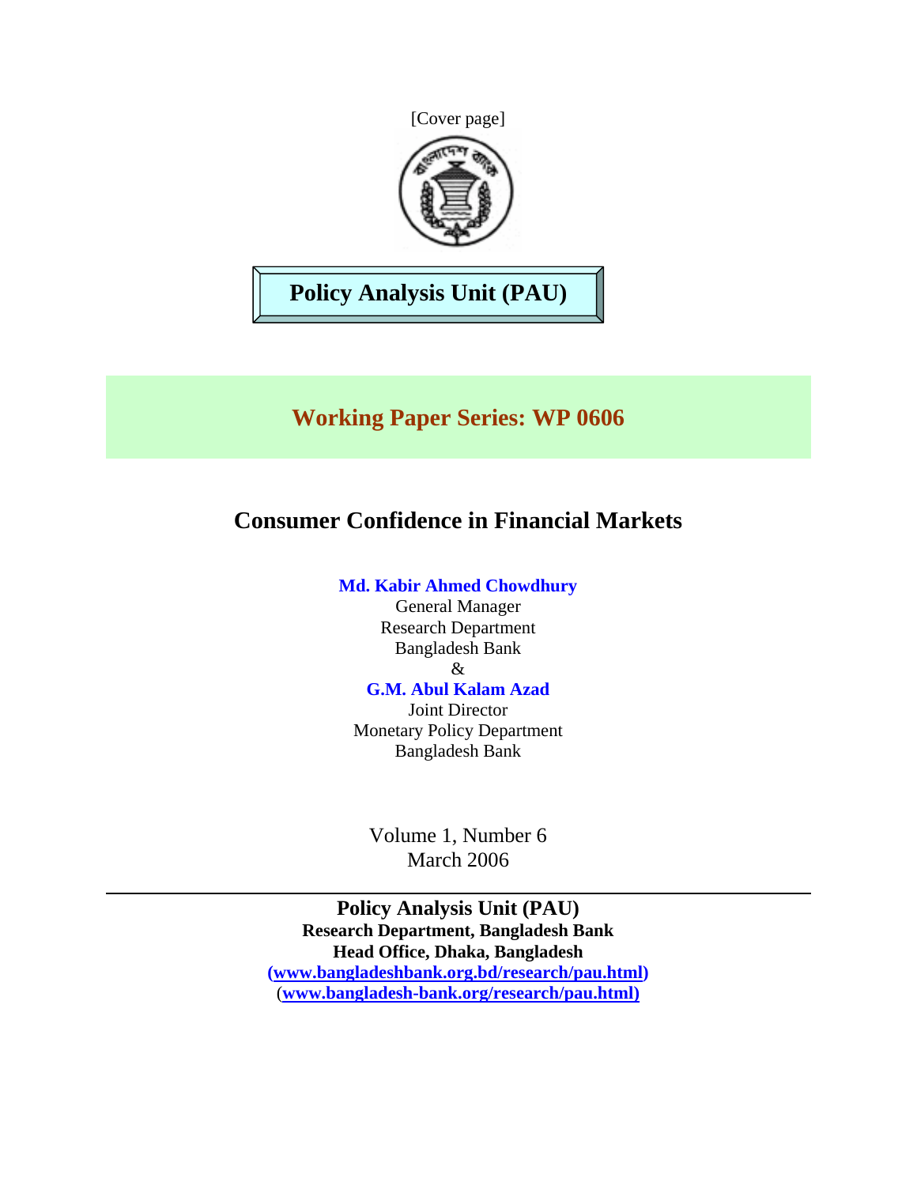[Cover page]

**Policy Analysis Unit (PAU)**

## Working Paper Series: WP 0606

# Consumer Confidence in Financial Markets

**Md. Kabir Ahmed Chowdhury**
General Manager
Research Department
Bangladesh Bank
&
**G.M. Abul Kalam Azad**
Joint Director
Monetary Policy Department
Bangladesh Bank

Volume 1, Number 6
March 2006

---

**Policy Analysis Unit (PAU)**
**Research Department, Bangladesh Bank**
**Head Office, Dhaka, Bangladesh**
**(www.bangladeshbank.org.bd/research/pau.html)**
(**www.bangladesh-bank.org/research/pau.html)**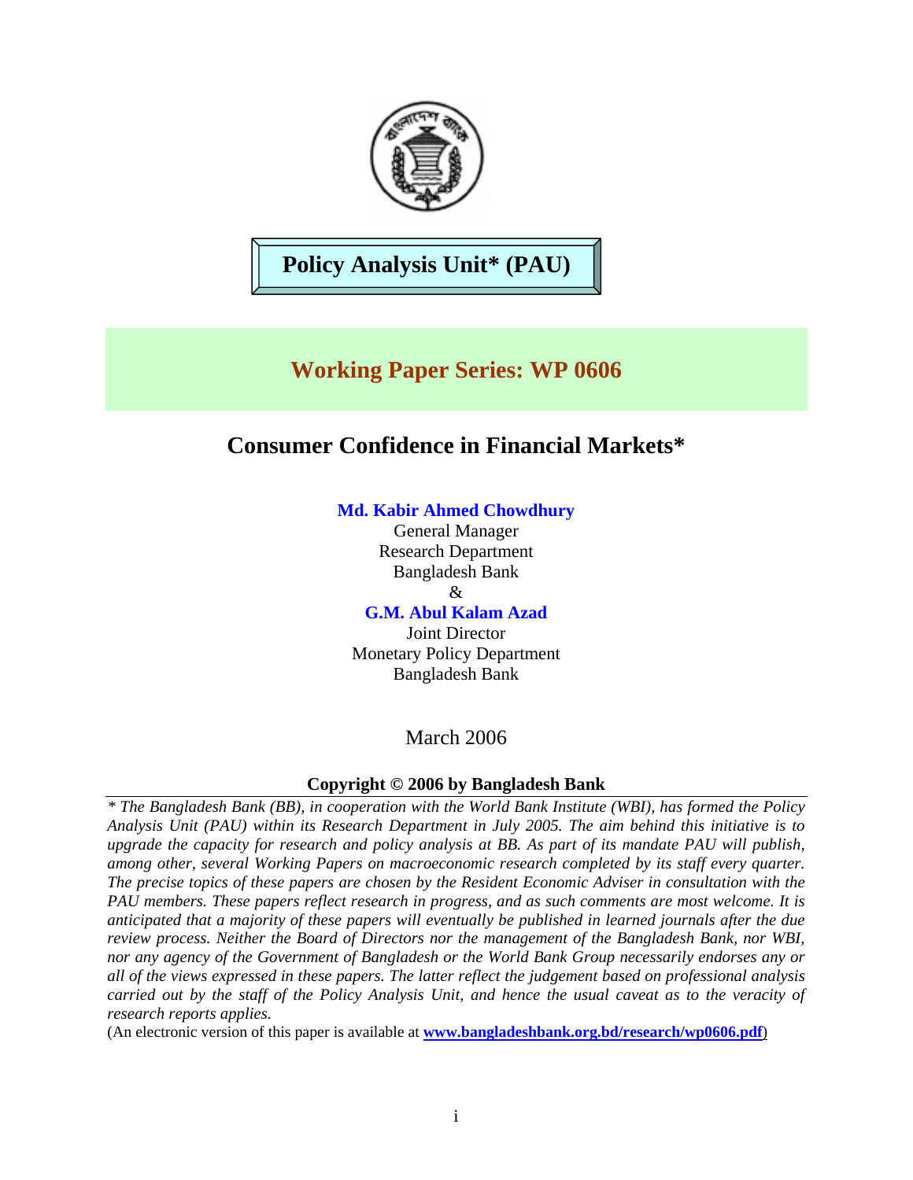**Policy Analysis Unit\* (PAU)**

## Working Paper Series: WP 0606

# Consumer Confidence in Financial Markets*

**Md. Kabir Ahmed Chowdhury**
General Manager
Research Department
Bangladesh Bank
&
**G.M. Abul Kalam Azad**
Joint Director
Monetary Policy Department
Bangladesh Bank

March 2006

**Copyright © 2006 by Bangladesh Bank**

*\* The Bangladesh Bank (BB), in cooperation with the World Bank Institute (WBI), has formed the Policy Analysis Unit (PAU) within its Research Department in July 2005. The aim behind this initiative is to upgrade the capacity for research and policy analysis at BB. As part of its mandate PAU will publish, among other, several Working Papers on macroeconomic research completed by its staff every quarter. The precise topics of these papers are chosen by the Resident Economic Adviser in consultation with the PAU members. These papers reflect research in progress, and as such comments are most welcome. It is anticipated that a majority of these papers will eventually be published in learned journals after the due review process. Neither the Board of Directors nor the management of the Bangladesh Bank, nor WBI, nor any agency of the Government of Bangladesh or the World Bank Group necessarily endorses any or all of the views expressed in these papers. The latter reflect the judgement based on professional analysis carried out by the staff of the Policy Analysis Unit, and hence the usual caveat as to the veracity of research reports applies.*

(An electronic version of this paper is available at **www.bangladeshbank.org.bd/research/wp0606.pdf**)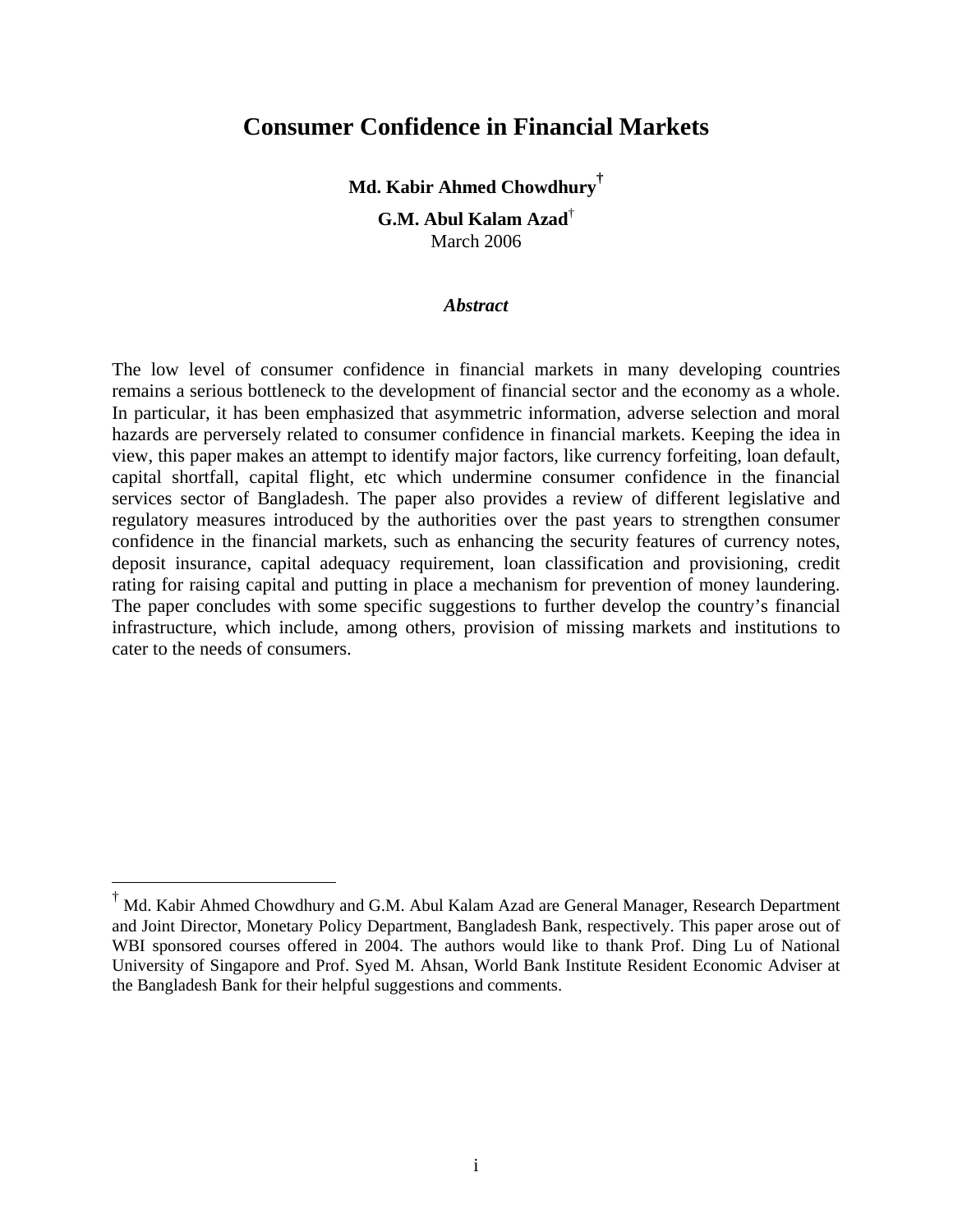# Consumer Confidence in Financial Markets

**Md. Kabir Ahmed Chowdhury**[†]

**G.M. Abul Kalam Azad**[†]

March 2006

***Abstract***

The low level of consumer confidence in financial markets in many developing countries remains a serious bottleneck to the development of financial sector and the economy as a whole. In particular, it has been emphasized that asymmetric information, adverse selection and moral hazards are perversely related to consumer confidence in financial markets. Keeping the idea in view, this paper makes an attempt to identify major factors, like currency forfeiting, loan default, capital shortfall, capital flight, etc which undermine consumer confidence in the financial services sector of Bangladesh. The paper also provides a review of different legislative and regulatory measures introduced by the authorities over the past years to strengthen consumer confidence in the financial markets, such as enhancing the security features of currency notes, deposit insurance, capital adequacy requirement, loan classification and provisioning, credit rating for raising capital and putting in place a mechanism for prevention of money laundering. The paper concludes with some specific suggestions to further develop the country's financial infrastructure, which include, among others, provision of missing markets and institutions to cater to the needs of consumers.

---

[†] Md. Kabir Ahmed Chowdhury and G.M. Abul Kalam Azad are General Manager, Research Department and Joint Director, Monetary Policy Department, Bangladesh Bank, respectively. This paper arose out of WBI sponsored courses offered in 2004. The authors would like to thank Prof. Ding Lu of National University of Singapore and Prof. Syed M. Ahsan, World Bank Institute Resident Economic Adviser at the Bangladesh Bank for their helpful suggestions and comments.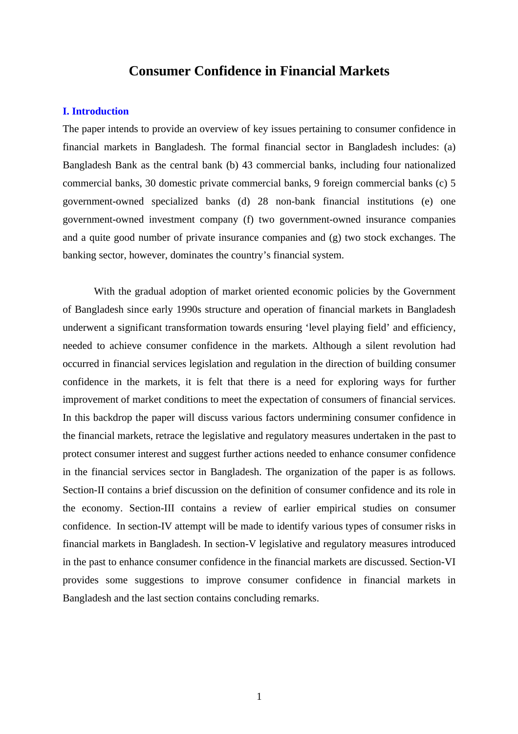# Consumer Confidence in Financial Markets

## I. Introduction

The paper intends to provide an overview of key issues pertaining to consumer confidence in financial markets in Bangladesh. The formal financial sector in Bangladesh includes: (a) Bangladesh Bank as the central bank (b) 43 commercial banks, including four nationalized commercial banks, 30 domestic private commercial banks, 9 foreign commercial banks (c) 5 government-owned specialized banks (d) 28 non-bank financial institutions (e) one government-owned investment company (f) two government-owned insurance companies and a quite good number of private insurance companies and (g) two stock exchanges. The banking sector, however, dominates the country's financial system.

With the gradual adoption of market oriented economic policies by the Government of Bangladesh since early 1990s structure and operation of financial markets in Bangladesh underwent a significant transformation towards ensuring 'level playing field' and efficiency, needed to achieve consumer confidence in the markets. Although a silent revolution had occurred in financial services legislation and regulation in the direction of building consumer confidence in the markets, it is felt that there is a need for exploring ways for further improvement of market conditions to meet the expectation of consumers of financial services. In this backdrop the paper will discuss various factors undermining consumer confidence in the financial markets, retrace the legislative and regulatory measures undertaken in the past to protect consumer interest and suggest further actions needed to enhance consumer confidence in the financial services sector in Bangladesh. The organization of the paper is as follows. Section-II contains a brief discussion on the definition of consumer confidence and its role in the economy. Section-III contains a review of earlier empirical studies on consumer confidence. In section-IV attempt will be made to identify various types of consumer risks in financial markets in Bangladesh. In section-V legislative and regulatory measures introduced in the past to enhance consumer confidence in the financial markets are discussed. Section-VI provides some suggestions to improve consumer confidence in financial markets in Bangladesh and the last section contains concluding remarks.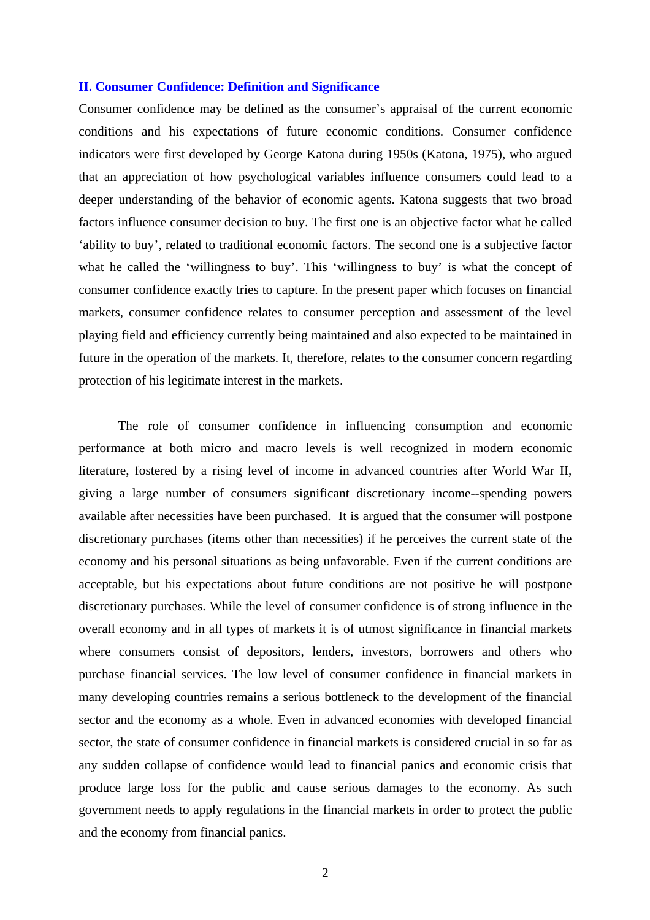## II. Consumer Confidence: Definition and Significance

Consumer confidence may be defined as the consumer's appraisal of the current economic conditions and his expectations of future economic conditions. Consumer confidence indicators were first developed by George Katona during 1950s (Katona, 1975), who argued that an appreciation of how psychological variables influence consumers could lead to a deeper understanding of the behavior of economic agents. Katona suggests that two broad factors influence consumer decision to buy. The first one is an objective factor what he called 'ability to buy', related to traditional economic factors. The second one is a subjective factor what he called the 'willingness to buy'. This 'willingness to buy' is what the concept of consumer confidence exactly tries to capture. In the present paper which focuses on financial markets, consumer confidence relates to consumer perception and assessment of the level playing field and efficiency currently being maintained and also expected to be maintained in future in the operation of the markets. It, therefore, relates to the consumer concern regarding protection of his legitimate interest in the markets.

The role of consumer confidence in influencing consumption and economic performance at both micro and macro levels is well recognized in modern economic literature, fostered by a rising level of income in advanced countries after World War II, giving a large number of consumers significant discretionary income--spending powers available after necessities have been purchased. It is argued that the consumer will postpone discretionary purchases (items other than necessities) if he perceives the current state of the economy and his personal situations as being unfavorable. Even if the current conditions are acceptable, but his expectations about future conditions are not positive he will postpone discretionary purchases. While the level of consumer confidence is of strong influence in the overall economy and in all types of markets it is of utmost significance in financial markets where consumers consist of depositors, lenders, investors, borrowers and others who purchase financial services. The low level of consumer confidence in financial markets in many developing countries remains a serious bottleneck to the development of the financial sector and the economy as a whole. Even in advanced economies with developed financial sector, the state of consumer confidence in financial markets is considered crucial in so far as any sudden collapse of confidence would lead to financial panics and economic crisis that produce large loss for the public and cause serious damages to the economy. As such government needs to apply regulations in the financial markets in order to protect the public and the economy from financial panics.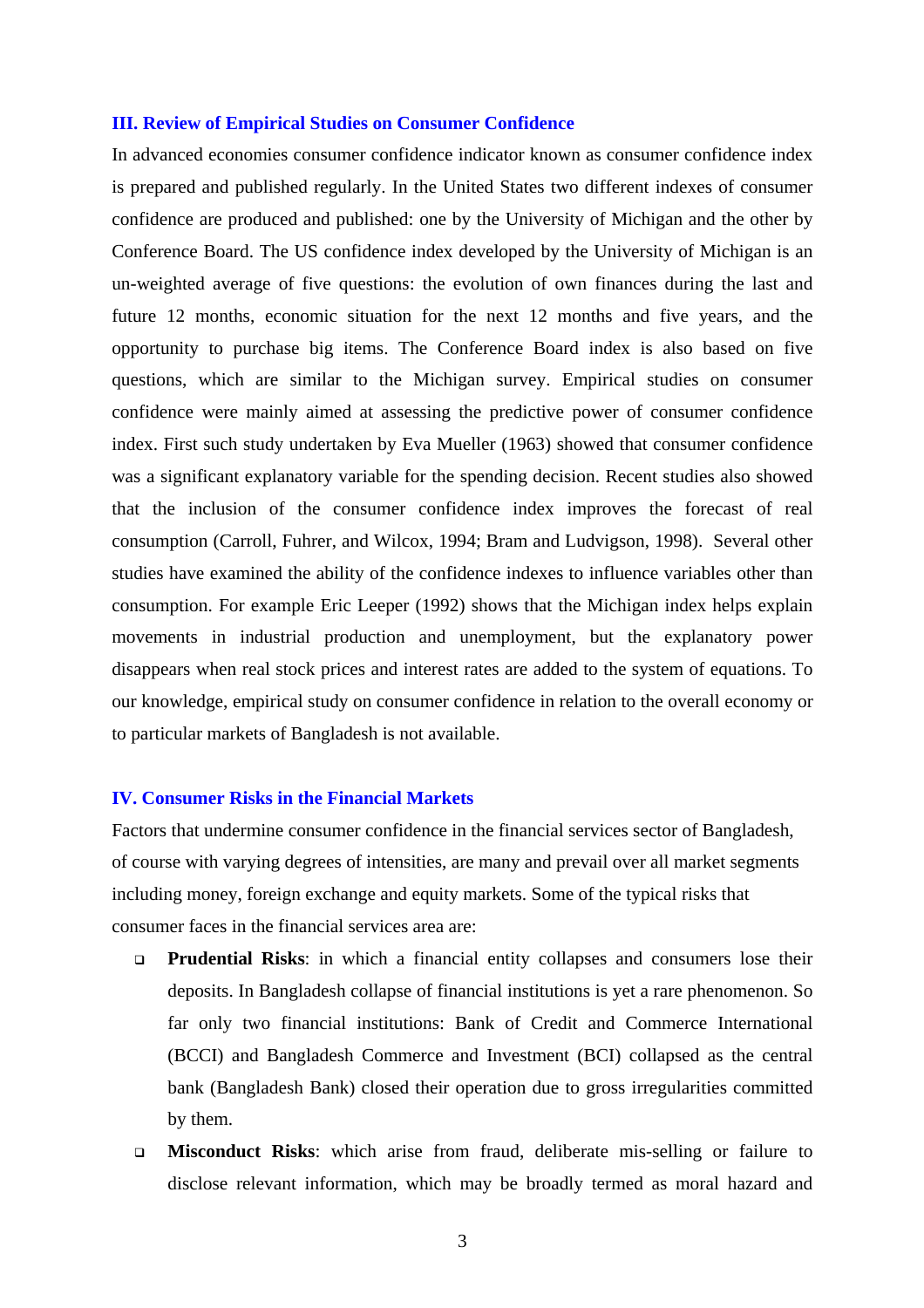## III. Review of Empirical Studies on Consumer Confidence

In advanced economies consumer confidence indicator known as consumer confidence index is prepared and published regularly. In the United States two different indexes of consumer confidence are produced and published: one by the University of Michigan and the other by Conference Board. The US confidence index developed by the University of Michigan is an un-weighted average of five questions: the evolution of own finances during the last and future 12 months, economic situation for the next 12 months and five years, and the opportunity to purchase big items. The Conference Board index is also based on five questions, which are similar to the Michigan survey. Empirical studies on consumer confidence were mainly aimed at assessing the predictive power of consumer confidence index. First such study undertaken by Eva Mueller (1963) showed that consumer confidence was a significant explanatory variable for the spending decision. Recent studies also showed that the inclusion of the consumer confidence index improves the forecast of real consumption (Carroll, Fuhrer, and Wilcox, 1994; Bram and Ludvigson, 1998). Several other studies have examined the ability of the confidence indexes to influence variables other than consumption. For example Eric Leeper (1992) shows that the Michigan index helps explain movements in industrial production and unemployment, but the explanatory power disappears when real stock prices and interest rates are added to the system of equations. To our knowledge, empirical study on consumer confidence in relation to the overall economy or to particular markets of Bangladesh is not available.

## IV. Consumer Risks in the Financial Markets

Factors that undermine consumer confidence in the financial services sector of Bangladesh, of course with varying degrees of intensities, are many and prevail over all market segments including money, foreign exchange and equity markets. Some of the typical risks that consumer faces in the financial services area are:

- **Prudential Risks**: in which a financial entity collapses and consumers lose their deposits. In Bangladesh collapse of financial institutions is yet a rare phenomenon. So far only two financial institutions: Bank of Credit and Commerce International (BCCI) and Bangladesh Commerce and Investment (BCI) collapsed as the central bank (Bangladesh Bank) closed their operation due to gross irregularities committed by them.
- **Misconduct Risks**: which arise from fraud, deliberate mis-selling or failure to disclose relevant information, which may be broadly termed as moral hazard and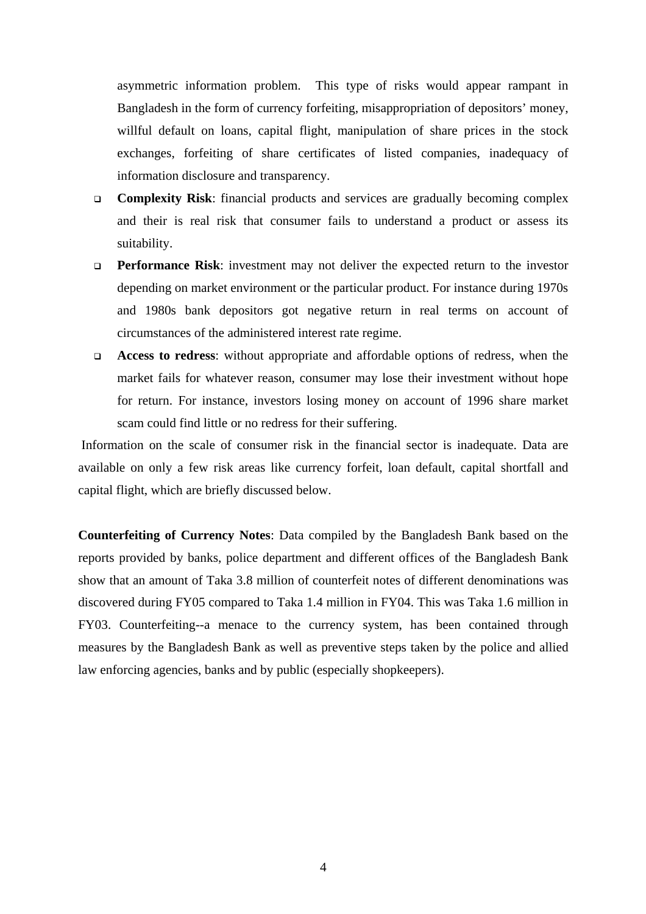asymmetric information problem. This type of risks would appear rampant in Bangladesh in the form of currency forfeiting, misappropriation of depositors' money, willful default on loans, capital flight, manipulation of share prices in the stock exchanges, forfeiting of share certificates of listed companies, inadequacy of information disclosure and transparency.

- **Complexity Risk**: financial products and services are gradually becoming complex and their is real risk that consumer fails to understand a product or assess its suitability.
- **Performance Risk**: investment may not deliver the expected return to the investor depending on market environment or the particular product. For instance during 1970s and 1980s bank depositors got negative return in real terms on account of circumstances of the administered interest rate regime.
- **Access to redress**: without appropriate and affordable options of redress, when the market fails for whatever reason, consumer may lose their investment without hope for return. For instance, investors losing money on account of 1996 share market scam could find little or no redress for their suffering.

Information on the scale of consumer risk in the financial sector is inadequate. Data are available on only a few risk areas like currency forfeit, loan default, capital shortfall and capital flight, which are briefly discussed below.

**Counterfeiting of Currency Notes**: Data compiled by the Bangladesh Bank based on the reports provided by banks, police department and different offices of the Bangladesh Bank show that an amount of Taka 3.8 million of counterfeit notes of different denominations was discovered during FY05 compared to Taka 1.4 million in FY04. This was Taka 1.6 million in FY03. Counterfeiting--a menace to the currency system, has been contained through measures by the Bangladesh Bank as well as preventive steps taken by the police and allied law enforcing agencies, banks and by public (especially shopkeepers).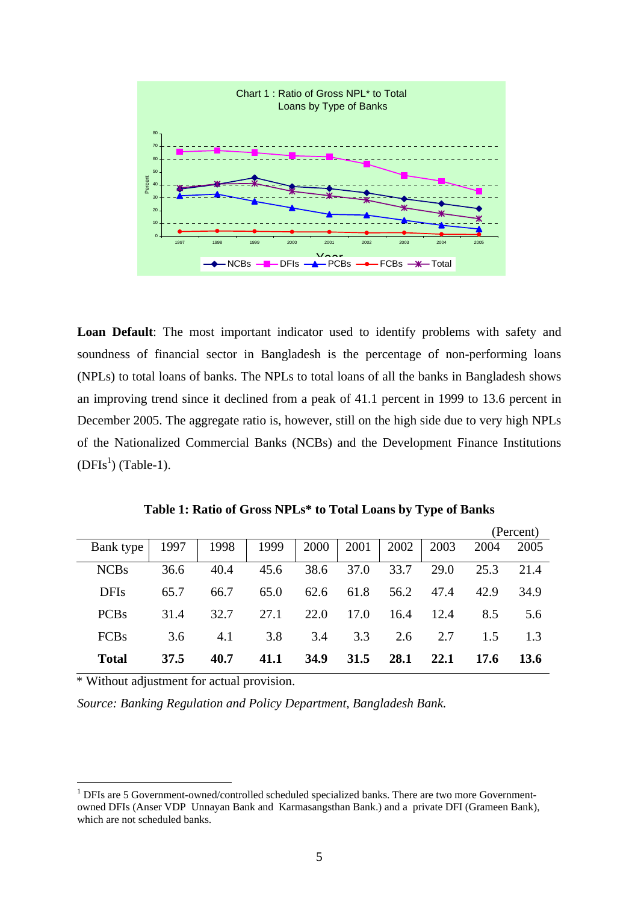Chart 1 : Ratio of Gross NPL* to Total Loans by Type of Banks

**Loan Default**: The most important indicator used to identify problems with safety and soundness of financial sector in Bangladesh is the percentage of non-performing loans (NPLs) to total loans of banks. The NPLs to total loans of all the banks in Bangladesh shows an improving trend since it declined from a peak of 41.1 percent in 1999 to 13.6 percent in December 2005. The aggregate ratio is, however, still on the high side due to very high NPLs of the Nationalized Commercial Banks (NCBs) and the Development Finance Institutions (DFIs[1]) (Table-1).

**Table 1: Ratio of Gross NPLs* to Total Loans by Type of Banks**

(Percent)

| Bank type | 1997 | 1998 | 1999 | 2000 | 2001 | 2002 | 2003 | 2004 | 2005 |
|---|---|---|---|---|---|---|---|---|---|
| NCBs | 36.6 | 40.4 | 45.6 | 38.6 | 37.0 | 33.7 | 29.0 | 25.3 | 21.4 |
| DFIs | 65.7 | 66.7 | 65.0 | 62.6 | 61.8 | 56.2 | 47.4 | 42.9 | 34.9 |
| PCBs | 31.4 | 32.7 | 27.1 | 22.0 | 17.0 | 16.4 | 12.4 | 8.5 | 5.6 |
| FCBs | 3.6 | 4.1 | 3.8 | 3.4 | 3.3 | 2.6 | 2.7 | 1.5 | 1.3 |
| **Total** | **37.5** | **40.7** | **41.1** | **34.9** | **31.5** | **28.1** | **22.1** | **17.6** | **13.6** |

* Without adjustment for actual provision.

*Source: Banking Regulation and Policy Department, Bangladesh Bank.*

[1] DFIs are 5 Government-owned/controlled scheduled specialized banks. There are two more Government-owned DFIs (Anser VDP Unnayan Bank and Karmasangsthan Bank.) and a private DFI (Grameen Bank), which are not scheduled banks.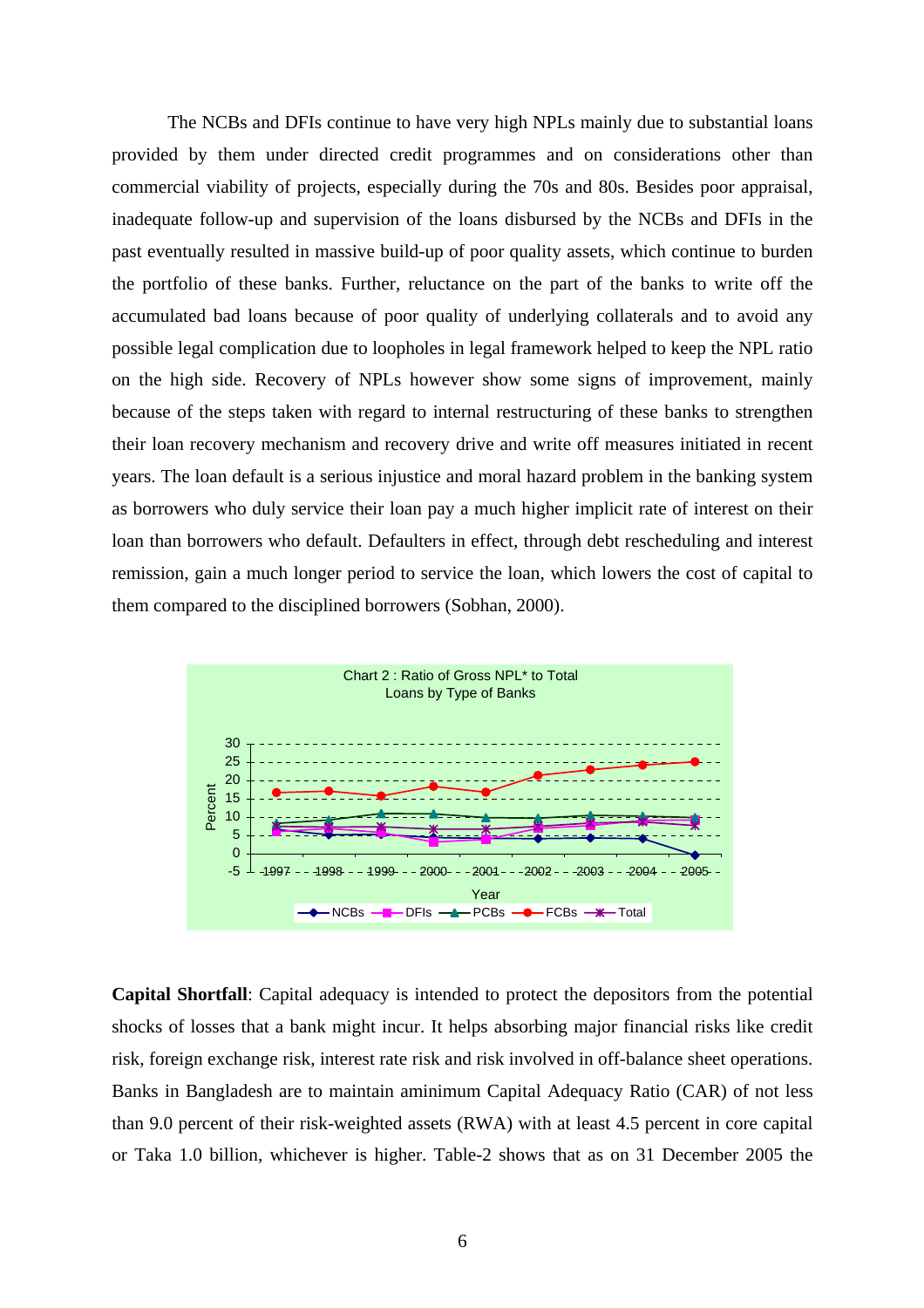The NCBs and DFIs continue to have very high NPLs mainly due to substantial loans provided by them under directed credit programmes and on considerations other than commercial viability of projects, especially during the 70s and 80s. Besides poor appraisal, inadequate follow-up and supervision of the loans disbursed by the NCBs and DFIs in the past eventually resulted in massive build-up of poor quality assets, which continue to burden the portfolio of these banks. Further, reluctance on the part of the banks to write off the accumulated bad loans because of poor quality of underlying collaterals and to avoid any possible legal complication due to loopholes in legal framework helped to keep the NPL ratio on the high side. Recovery of NPLs however show some signs of improvement, mainly because of the steps taken with regard to internal restructuring of these banks to strengthen their loan recovery mechanism and recovery drive and write off measures initiated in recent years. The loan default is a serious injustice and moral hazard problem in the banking system as borrowers who duly service their loan pay a much higher implicit rate of interest on their loan than borrowers who default. Defaulters in effect, through debt rescheduling and interest remission, gain a much longer period to service the loan, which lowers the cost of capital to them compared to the disciplined borrowers (Sobhan, 2000).

Chart 2 : Ratio of Gross NPL* to Total Loans by Type of Banks

**Capital Shortfall**: Capital adequacy is intended to protect the depositors from the potential shocks of losses that a bank might incur. It helps absorbing major financial risks like credit risk, foreign exchange risk, interest rate risk and risk involved in off-balance sheet operations. Banks in Bangladesh are to maintain aminimum Capital Adequacy Ratio (CAR) of not less than 9.0 percent of their risk-weighted assets (RWA) with at least 4.5 percent in core capital or Taka 1.0 billion, whichever is higher. Table-2 shows that as on 31 December 2005 the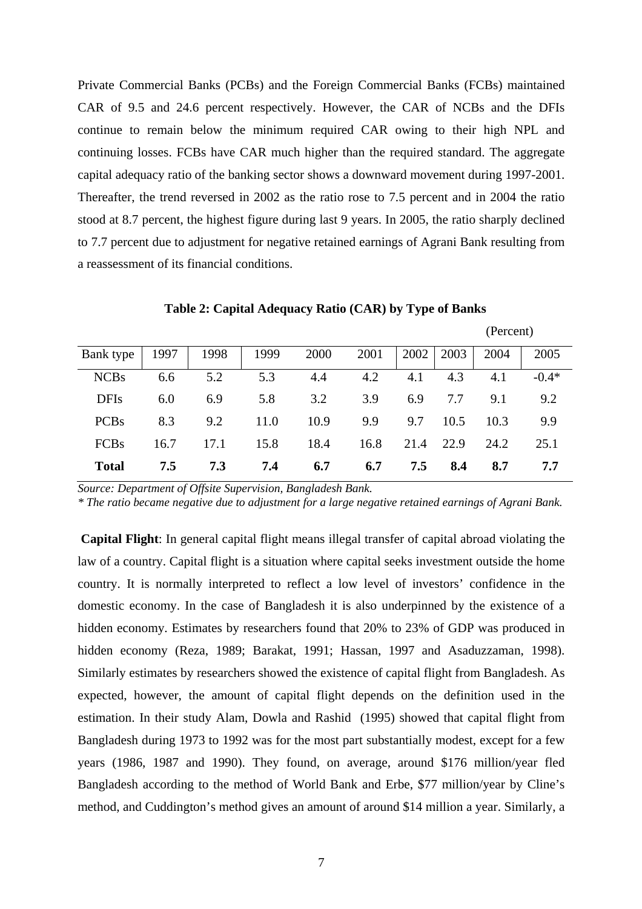Private Commercial Banks (PCBs) and the Foreign Commercial Banks (FCBs) maintained CAR of 9.5 and 24.6 percent respectively. However, the CAR of NCBs and the DFIs continue to remain below the minimum required CAR owing to their high NPL and continuing losses. FCBs have CAR much higher than the required standard. The aggregate capital adequacy ratio of the banking sector shows a downward movement during 1997-2001. Thereafter, the trend reversed in 2002 as the ratio rose to 7.5 percent and in 2004 the ratio stood at 8.7 percent, the highest figure during last 9 years. In 2005, the ratio sharply declined to 7.7 percent due to adjustment for negative retained earnings of Agrani Bank resulting from a reassessment of its financial conditions.

**Table 2: Capital Adequacy Ratio (CAR) by Type of Banks**

(Percent)

| Bank type | 1997 | 1998 | 1999 | 2000 | 2001 | 2002 | 2003 | 2004 | 2005 |
|---|---|---|---|---|---|---|---|---|---|
| NCBs | 6.6 | 5.2 | 5.3 | 4.4 | 4.2 | 4.1 | 4.3 | 4.1 | -0.4* |
| DFIs | 6.0 | 6.9 | 5.8 | 3.2 | 3.9 | 6.9 | 7.7 | 9.1 | 9.2 |
| PCBs | 8.3 | 9.2 | 11.0 | 10.9 | 9.9 | 9.7 | 10.5 | 10.3 | 9.9 |
| FCBs | 16.7 | 17.1 | 15.8 | 18.4 | 16.8 | 21.4 | 22.9 | 24.2 | 25.1 |
| **Total** | **7.5** | **7.3** | **7.4** | **6.7** | **6.7** | **7.5** | **8.4** | **8.7** | **7.7** |

*Source: Department of Offsite Supervision, Bangladesh Bank.*
*\* The ratio became negative due to adjustment for a large negative retained earnings of Agrani Bank.*

**Capital Flight**: In general capital flight means illegal transfer of capital abroad violating the law of a country. Capital flight is a situation where capital seeks investment outside the home country. It is normally interpreted to reflect a low level of investors' confidence in the domestic economy. In the case of Bangladesh it is also underpinned by the existence of a hidden economy. Estimates by researchers found that 20% to 23% of GDP was produced in hidden economy (Reza, 1989; Barakat, 1991; Hassan, 1997 and Asaduzzaman, 1998). Similarly estimates by researchers showed the existence of capital flight from Bangladesh. As expected, however, the amount of capital flight depends on the definition used in the estimation. In their study Alam, Dowla and Rashid (1995) showed that capital flight from Bangladesh during 1973 to 1992 was for the most part substantially modest, except for a few years (1986, 1987 and 1990). They found, on average, around $176 million/year fled Bangladesh according to the method of World Bank and Erbe, $77 million/year by Cline's method, and Cuddington's method gives an amount of around $14 million a year. Similarly, a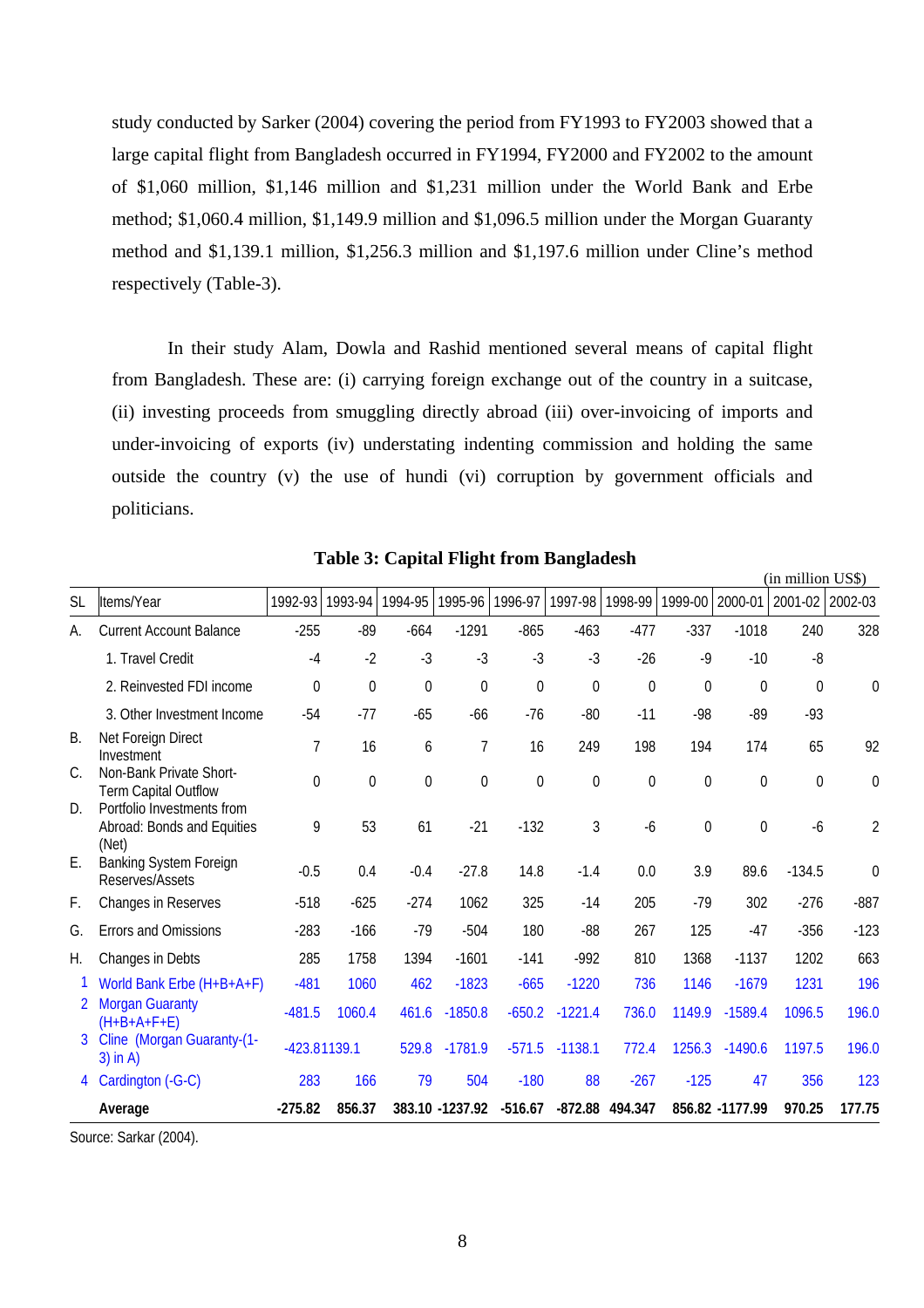study conducted by Sarker (2004) covering the period from FY1993 to FY2003 showed that a large capital flight from Bangladesh occurred in FY1994, FY2000 and FY2002 to the amount of $1,060 million, $1,146 million and $1,231 million under the World Bank and Erbe method; $1,060.4 million, $1,149.9 million and $1,096.5 million under the Morgan Guaranty method and $1,139.1 million, $1,256.3 million and $1,197.6 million under Cline's method respectively (Table-3).

In their study Alam, Dowla and Rashid mentioned several means of capital flight from Bangladesh. These are: (i) carrying foreign exchange out of the country in a suitcase, (ii) investing proceeds from smuggling directly abroad (iii) over-invoicing of imports and under-invoicing of exports (iv) understating indenting commission and holding the same outside the country (v) the use of hundi (vi) corruption by government officials and politicians.

**Table 3: Capital Flight from Bangladesh**

(in million US$)

| SL | Items/Year | 1992-93 | 1993-94 | 1994-95 | 1995-96 | 1996-97 | 1997-98 | 1998-99 | 1999-00 | 2000-01 | 2001-02 | 2002-03 |
|---|---|---|---|---|---|---|---|---|---|---|---|---|
| A. | Current Account Balance | -255 | -89 | -664 | -1291 | -865 | -463 | -477 | -337 | -1018 | 240 | 328 |
| | 1. Travel Credit | -4 | -2 | -3 | -3 | -3 | -3 | -26 | -9 | -10 | -8 | |
| | 2. Reinvested FDI income | 0 | 0 | 0 | 0 | 0 | 0 | 0 | 0 | 0 | 0 | 0 |
| | 3. Other Investment Income | -54 | -77 | -65 | -66 | -76 | -80 | -11 | -98 | -89 | -93 | |
| B. | Net Foreign Direct Investment | 7 | 16 | 6 | 7 | 16 | 249 | 198 | 194 | 174 | 65 | 92 |
| C. | Non-Bank Private Short-Term Capital Outflow | 0 | 0 | 0 | 0 | 0 | 0 | 0 | 0 | 0 | 0 | 0 |
| D. | Portfolio Investments from Abroad: Bonds and Equities (Net) | 9 | 53 | 61 | -21 | -132 | 3 | -6 | 0 | 0 | -6 | 2 |
| E. | Banking System Foreign Reserves/Assets | -0.5 | 0.4 | -0.4 | -27.8 | 14.8 | -1.4 | 0.0 | 3.9 | 89.6 | -134.5 | 0 |
| F. | Changes in Reserves | -518 | -625 | -274 | 1062 | 325 | -14 | 205 | -79 | 302 | -276 | -887 |
| G. | Errors and Omissions | -283 | -166 | -79 | -504 | 180 | -88 | 267 | 125 | -47 | -356 | -123 |
| H. | Changes in Debts | 285 | 1758 | 1394 | -1601 | -141 | -992 | 810 | 1368 | -1137 | 1202 | 663 |
| 1 | World Bank Erbe (H+B+A+F) | -481 | 1060 | 462 | -1823 | -665 | -1220 | 736 | 1146 | -1679 | 1231 | 196 |
| 2 | Morgan Guaranty (H+B+A+F+E) | -481.5 | 1060.4 | 461.6 | -1850.8 | -650.2 | -1221.4 | 736.0 | 1149.9 | -1589.4 | 1096.5 | 196.0 |
| 3 | Cline (Morgan Guaranty-(1-3) in A) | -423.8 | 1139.1 | 529.8 | -1781.9 | -571.5 | -1138.1 | 772.4 | 1256.3 | -1490.6 | 1197.5 | 196.0 |
| 4 | Cardington (-G-C) | 283 | 166 | 79 | 504 | -180 | 88 | -267 | -125 | 47 | 356 | 123 |
| | **Average** | **-275.82** | **856.37** | **383.10** | **-1237.92** | **-516.67** | **-872.88** | **494.347** | **856.82** | **-1177.99** | **970.25** | **177.75** |

Source: Sarkar (2004).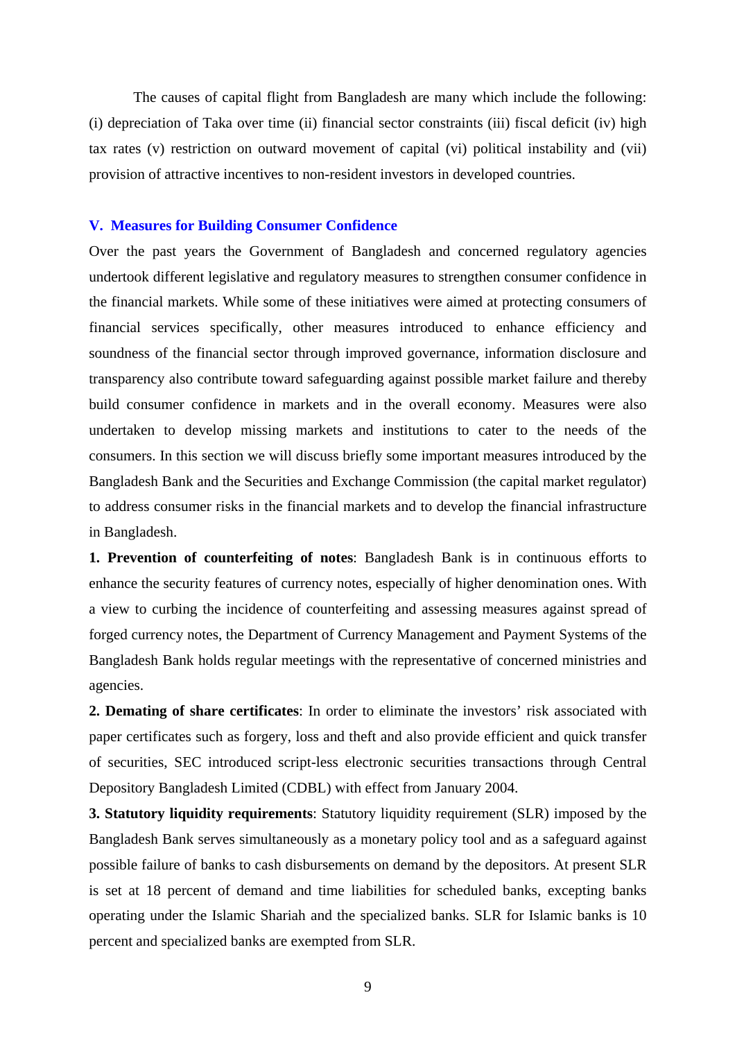The causes of capital flight from Bangladesh are many which include the following: (i) depreciation of Taka over time (ii) financial sector constraints (iii) fiscal deficit (iv) high tax rates (v) restriction on outward movement of capital (vi) political instability and (vii) provision of attractive incentives to non-resident investors in developed countries.

## V. Measures for Building Consumer Confidence

Over the past years the Government of Bangladesh and concerned regulatory agencies undertook different legislative and regulatory measures to strengthen consumer confidence in the financial markets. While some of these initiatives were aimed at protecting consumers of financial services specifically, other measures introduced to enhance efficiency and soundness of the financial sector through improved governance, information disclosure and transparency also contribute toward safeguarding against possible market failure and thereby build consumer confidence in markets and in the overall economy. Measures were also undertaken to develop missing markets and institutions to cater to the needs of the consumers. In this section we will discuss briefly some important measures introduced by the Bangladesh Bank and the Securities and Exchange Commission (the capital market regulator) to address consumer risks in the financial markets and to develop the financial infrastructure in Bangladesh.

**1. Prevention of counterfeiting of notes**: Bangladesh Bank is in continuous efforts to enhance the security features of currency notes, especially of higher denomination ones. With a view to curbing the incidence of counterfeiting and assessing measures against spread of forged currency notes, the Department of Currency Management and Payment Systems of the Bangladesh Bank holds regular meetings with the representative of concerned ministries and agencies.

**2. Demating of share certificates**: In order to eliminate the investors' risk associated with paper certificates such as forgery, loss and theft and also provide efficient and quick transfer of securities, SEC introduced script-less electronic securities transactions through Central Depository Bangladesh Limited (CDBL) with effect from January 2004.

**3. Statutory liquidity requirements**: Statutory liquidity requirement (SLR) imposed by the Bangladesh Bank serves simultaneously as a monetary policy tool and as a safeguard against possible failure of banks to cash disbursements on demand by the depositors. At present SLR is set at 18 percent of demand and time liabilities for scheduled banks, excepting banks operating under the Islamic Shariah and the specialized banks. SLR for Islamic banks is 10 percent and specialized banks are exempted from SLR.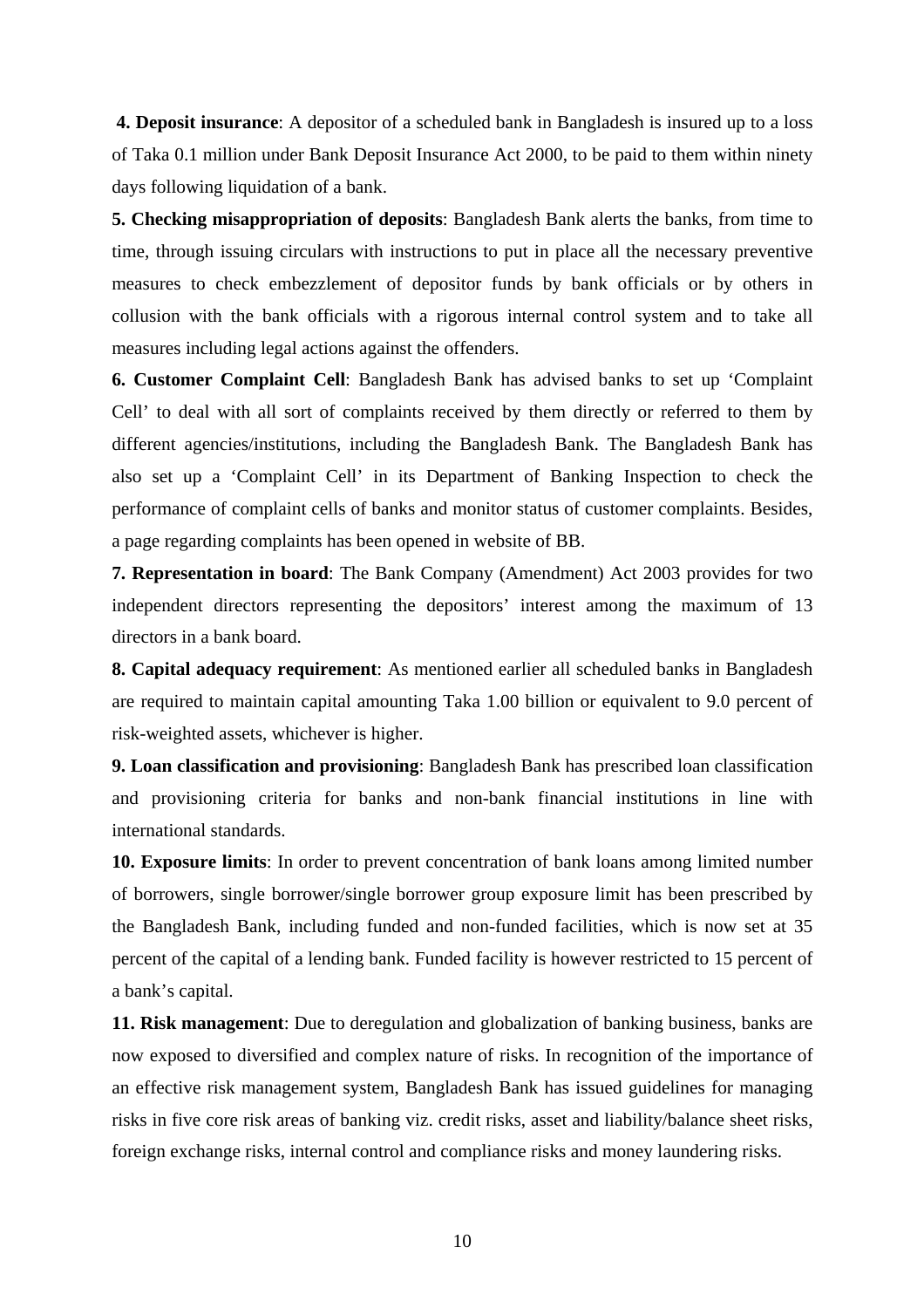**4. Deposit insurance**: A depositor of a scheduled bank in Bangladesh is insured up to a loss of Taka 0.1 million under Bank Deposit Insurance Act 2000, to be paid to them within ninety days following liquidation of a bank.

**5. Checking misappropriation of deposits**: Bangladesh Bank alerts the banks, from time to time, through issuing circulars with instructions to put in place all the necessary preventive measures to check embezzlement of depositor funds by bank officials or by others in collusion with the bank officials with a rigorous internal control system and to take all measures including legal actions against the offenders.

**6. Customer Complaint Cell**: Bangladesh Bank has advised banks to set up 'Complaint Cell' to deal with all sort of complaints received by them directly or referred to them by different agencies/institutions, including the Bangladesh Bank. The Bangladesh Bank has also set up a 'Complaint Cell' in its Department of Banking Inspection to check the performance of complaint cells of banks and monitor status of customer complaints. Besides, a page regarding complaints has been opened in website of BB.

**7. Representation in board**: The Bank Company (Amendment) Act 2003 provides for two independent directors representing the depositors' interest among the maximum of 13 directors in a bank board.

**8. Capital adequacy requirement**: As mentioned earlier all scheduled banks in Bangladesh are required to maintain capital amounting Taka 1.00 billion or equivalent to 9.0 percent of risk-weighted assets, whichever is higher.

**9. Loan classification and provisioning**: Bangladesh Bank has prescribed loan classification and provisioning criteria for banks and non-bank financial institutions in line with international standards.

**10. Exposure limits**: In order to prevent concentration of bank loans among limited number of borrowers, single borrower/single borrower group exposure limit has been prescribed by the Bangladesh Bank, including funded and non-funded facilities, which is now set at 35 percent of the capital of a lending bank. Funded facility is however restricted to 15 percent of a bank's capital.

**11. Risk management**: Due to deregulation and globalization of banking business, banks are now exposed to diversified and complex nature of risks. In recognition of the importance of an effective risk management system, Bangladesh Bank has issued guidelines for managing risks in five core risk areas of banking viz. credit risks, asset and liability/balance sheet risks, foreign exchange risks, internal control and compliance risks and money laundering risks.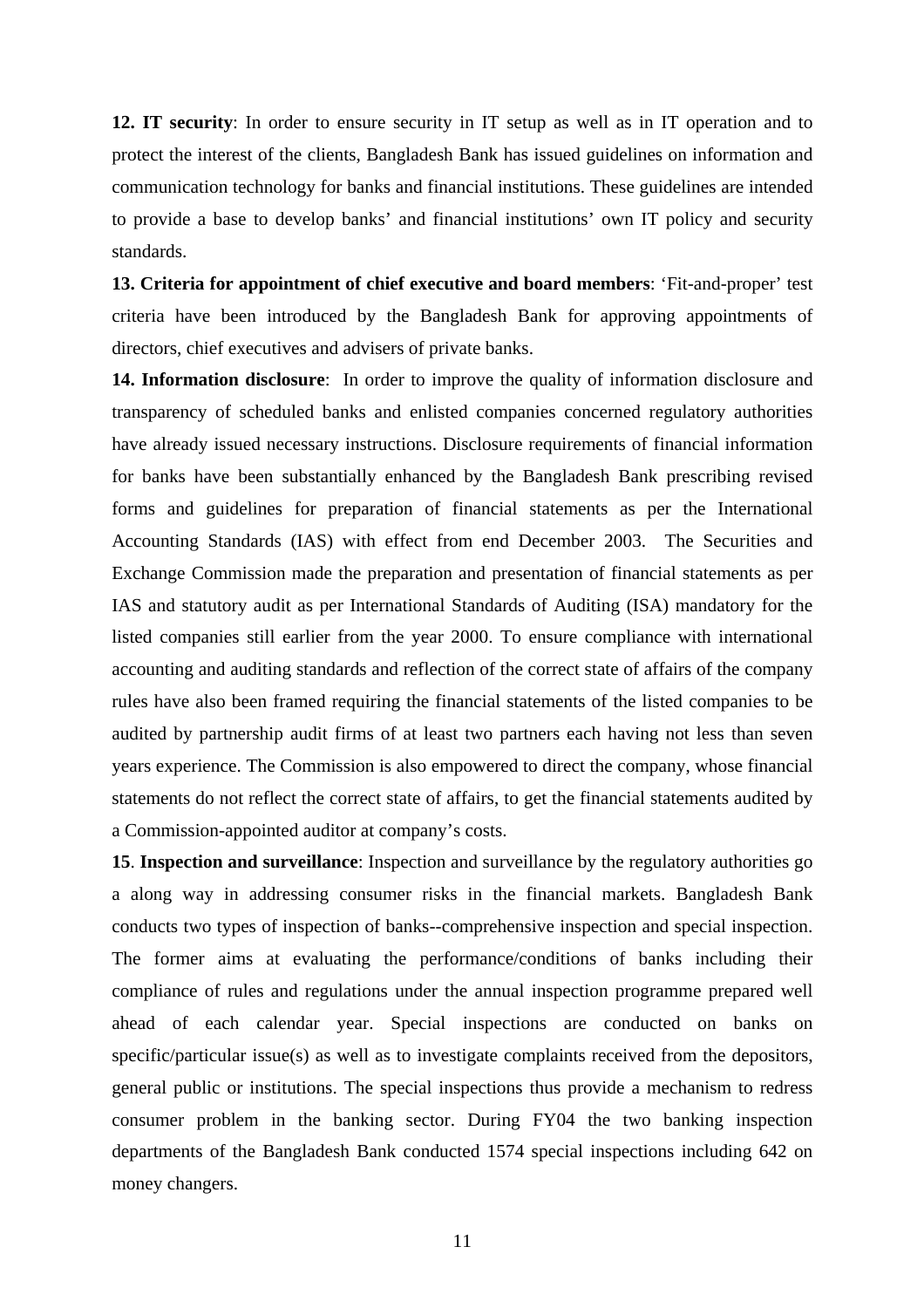**12. IT security**: In order to ensure security in IT setup as well as in IT operation and to protect the interest of the clients, Bangladesh Bank has issued guidelines on information and communication technology for banks and financial institutions. These guidelines are intended to provide a base to develop banks' and financial institutions' own IT policy and security standards.

**13. Criteria for appointment of chief executive and board members**: 'Fit-and-proper' test criteria have been introduced by the Bangladesh Bank for approving appointments of directors, chief executives and advisers of private banks.

**14. Information disclosure**: In order to improve the quality of information disclosure and transparency of scheduled banks and enlisted companies concerned regulatory authorities have already issued necessary instructions. Disclosure requirements of financial information for banks have been substantially enhanced by the Bangladesh Bank prescribing revised forms and guidelines for preparation of financial statements as per the International Accounting Standards (IAS) with effect from end December 2003. The Securities and Exchange Commission made the preparation and presentation of financial statements as per IAS and statutory audit as per International Standards of Auditing (ISA) mandatory for the listed companies still earlier from the year 2000. To ensure compliance with international accounting and auditing standards and reflection of the correct state of affairs of the company rules have also been framed requiring the financial statements of the listed companies to be audited by partnership audit firms of at least two partners each having not less than seven years experience. The Commission is also empowered to direct the company, whose financial statements do not reflect the correct state of affairs, to get the financial statements audited by a Commission-appointed auditor at company's costs.

**15**. **Inspection and surveillance**: Inspection and surveillance by the regulatory authorities go a along way in addressing consumer risks in the financial markets. Bangladesh Bank conducts two types of inspection of banks--comprehensive inspection and special inspection. The former aims at evaluating the performance/conditions of banks including their compliance of rules and regulations under the annual inspection programme prepared well ahead of each calendar year. Special inspections are conducted on banks on specific/particular issue(s) as well as to investigate complaints received from the depositors, general public or institutions. The special inspections thus provide a mechanism to redress consumer problem in the banking sector. During FY04 the two banking inspection departments of the Bangladesh Bank conducted 1574 special inspections including 642 on money changers.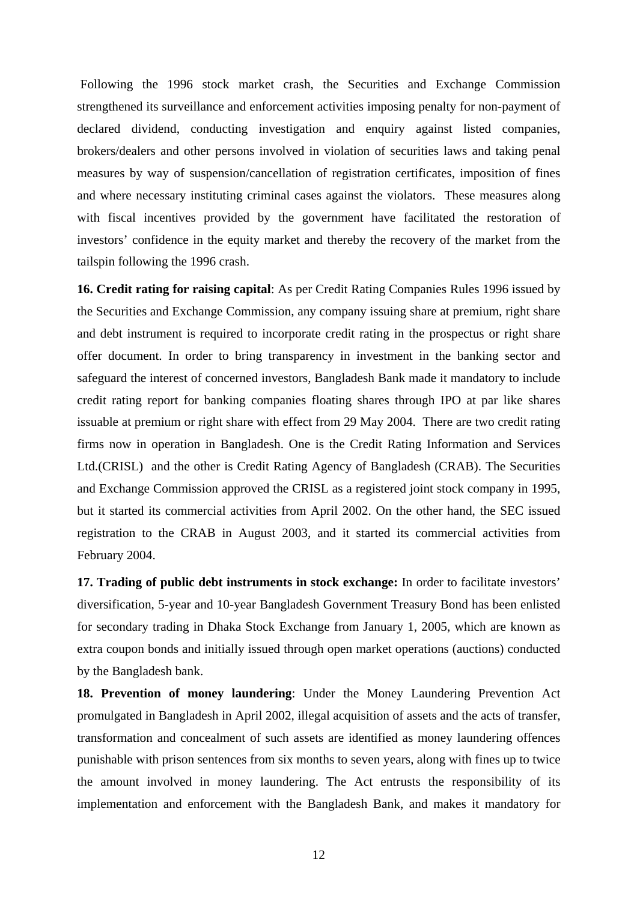Following the 1996 stock market crash, the Securities and Exchange Commission strengthened its surveillance and enforcement activities imposing penalty for non-payment of declared dividend, conducting investigation and enquiry against listed companies, brokers/dealers and other persons involved in violation of securities laws and taking penal measures by way of suspension/cancellation of registration certificates, imposition of fines and where necessary instituting criminal cases against the violators. These measures along with fiscal incentives provided by the government have facilitated the restoration of investors' confidence in the equity market and thereby the recovery of the market from the tailspin following the 1996 crash.

**16. Credit rating for raising capital**: As per Credit Rating Companies Rules 1996 issued by the Securities and Exchange Commission, any company issuing share at premium, right share and debt instrument is required to incorporate credit rating in the prospectus or right share offer document. In order to bring transparency in investment in the banking sector and safeguard the interest of concerned investors, Bangladesh Bank made it mandatory to include credit rating report for banking companies floating shares through IPO at par like shares issuable at premium or right share with effect from 29 May 2004. There are two credit rating firms now in operation in Bangladesh. One is the Credit Rating Information and Services Ltd.(CRISL) and the other is Credit Rating Agency of Bangladesh (CRAB). The Securities and Exchange Commission approved the CRISL as a registered joint stock company in 1995, but it started its commercial activities from April 2002. On the other hand, the SEC issued registration to the CRAB in August 2003, and it started its commercial activities from February 2004.

**17. Trading of public debt instruments in stock exchange:** In order to facilitate investors' diversification, 5-year and 10-year Bangladesh Government Treasury Bond has been enlisted for secondary trading in Dhaka Stock Exchange from January 1, 2005, which are known as extra coupon bonds and initially issued through open market operations (auctions) conducted by the Bangladesh bank.

**18. Prevention of money laundering**: Under the Money Laundering Prevention Act promulgated in Bangladesh in April 2002, illegal acquisition of assets and the acts of transfer, transformation and concealment of such assets are identified as money laundering offences punishable with prison sentences from six months to seven years, along with fines up to twice the amount involved in money laundering. The Act entrusts the responsibility of its implementation and enforcement with the Bangladesh Bank, and makes it mandatory for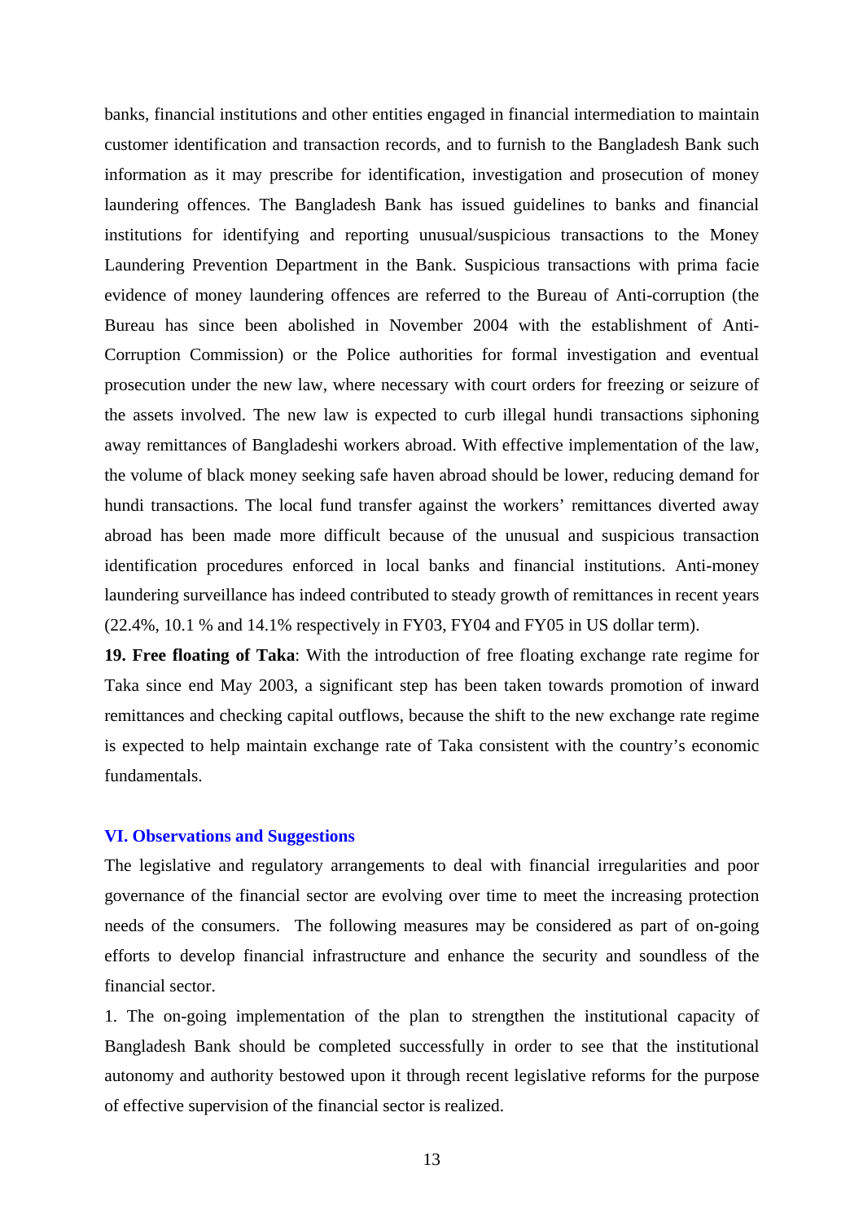banks, financial institutions and other entities engaged in financial intermediation to maintain customer identification and transaction records, and to furnish to the Bangladesh Bank such information as it may prescribe for identification, investigation and prosecution of money laundering offences. The Bangladesh Bank has issued guidelines to banks and financial institutions for identifying and reporting unusual/suspicious transactions to the Money Laundering Prevention Department in the Bank. Suspicious transactions with prima facie evidence of money laundering offences are referred to the Bureau of Anti-corruption (the Bureau has since been abolished in November 2004 with the establishment of Anti-Corruption Commission) or the Police authorities for formal investigation and eventual prosecution under the new law, where necessary with court orders for freezing or seizure of the assets involved. The new law is expected to curb illegal hundi transactions siphoning away remittances of Bangladeshi workers abroad. With effective implementation of the law, the volume of black money seeking safe haven abroad should be lower, reducing demand for hundi transactions. The local fund transfer against the workers' remittances diverted away abroad has been made more difficult because of the unusual and suspicious transaction identification procedures enforced in local banks and financial institutions. Anti-money laundering surveillance has indeed contributed to steady growth of remittances in recent years (22.4%, 10.1 % and 14.1% respectively in FY03, FY04 and FY05 in US dollar term).

**19. Free floating of Taka**: With the introduction of free floating exchange rate regime for Taka since end May 2003, a significant step has been taken towards promotion of inward remittances and checking capital outflows, because the shift to the new exchange rate regime is expected to help maintain exchange rate of Taka consistent with the country's economic fundamentals.

## VI. Observations and Suggestions

The legislative and regulatory arrangements to deal with financial irregularities and poor governance of the financial sector are evolving over time to meet the increasing protection needs of the consumers. The following measures may be considered as part of on-going efforts to develop financial infrastructure and enhance the security and soundless of the financial sector.

1. The on-going implementation of the plan to strengthen the institutional capacity of Bangladesh Bank should be completed successfully in order to see that the institutional autonomy and authority bestowed upon it through recent legislative reforms for the purpose of effective supervision of the financial sector is realized.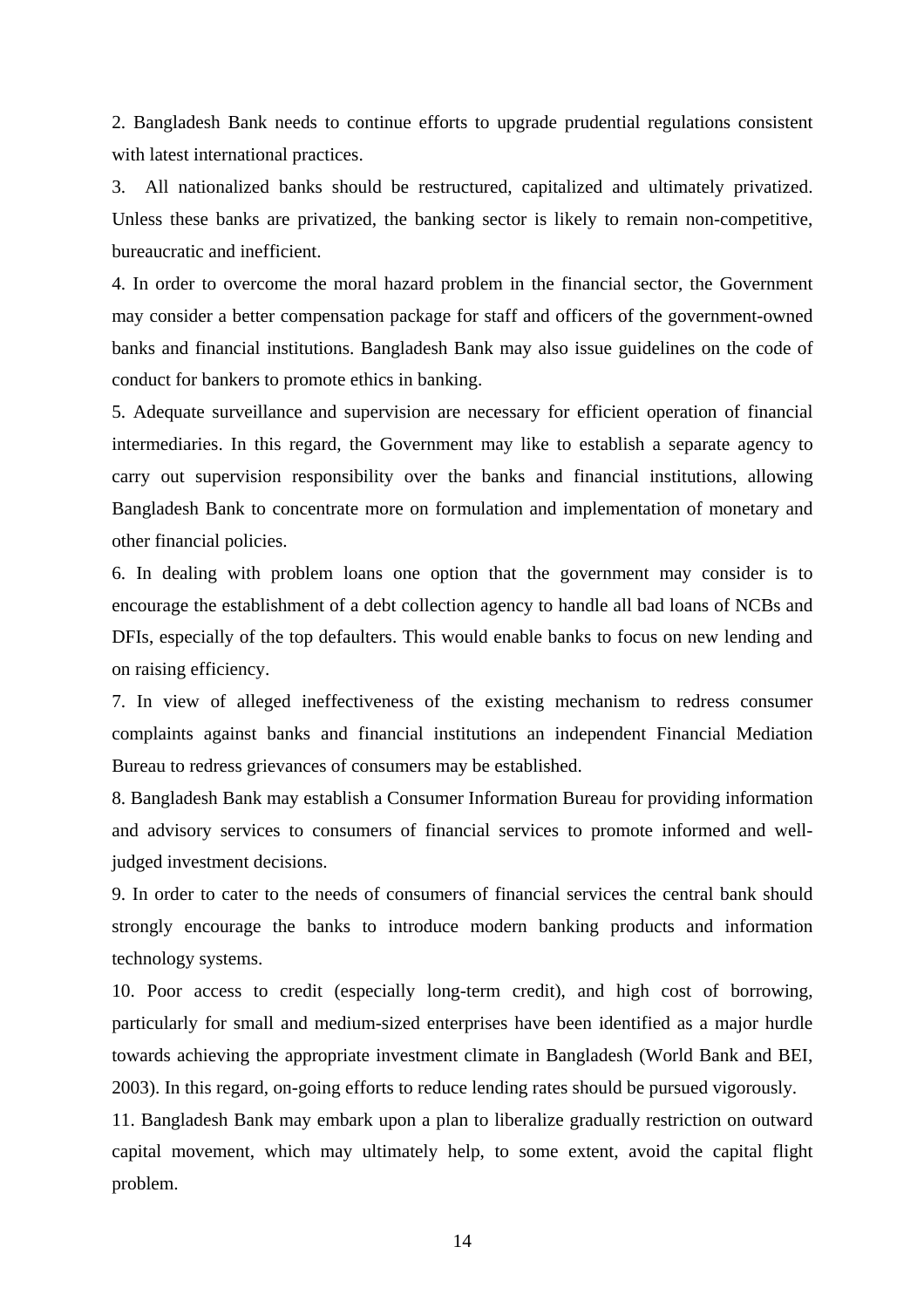2. Bangladesh Bank needs to continue efforts to upgrade prudential regulations consistent with latest international practices.

3. All nationalized banks should be restructured, capitalized and ultimately privatized. Unless these banks are privatized, the banking sector is likely to remain non-competitive, bureaucratic and inefficient.

4. In order to overcome the moral hazard problem in the financial sector, the Government may consider a better compensation package for staff and officers of the government-owned banks and financial institutions. Bangladesh Bank may also issue guidelines on the code of conduct for bankers to promote ethics in banking.

5. Adequate surveillance and supervision are necessary for efficient operation of financial intermediaries. In this regard, the Government may like to establish a separate agency to carry out supervision responsibility over the banks and financial institutions, allowing Bangladesh Bank to concentrate more on formulation and implementation of monetary and other financial policies.

6. In dealing with problem loans one option that the government may consider is to encourage the establishment of a debt collection agency to handle all bad loans of NCBs and DFIs, especially of the top defaulters. This would enable banks to focus on new lending and on raising efficiency.

7. In view of alleged ineffectiveness of the existing mechanism to redress consumer complaints against banks and financial institutions an independent Financial Mediation Bureau to redress grievances of consumers may be established.

8. Bangladesh Bank may establish a Consumer Information Bureau for providing information and advisory services to consumers of financial services to promote informed and well-judged investment decisions.

9. In order to cater to the needs of consumers of financial services the central bank should strongly encourage the banks to introduce modern banking products and information technology systems.

10. Poor access to credit (especially long-term credit), and high cost of borrowing, particularly for small and medium-sized enterprises have been identified as a major hurdle towards achieving the appropriate investment climate in Bangladesh (World Bank and BEI, 2003). In this regard, on-going efforts to reduce lending rates should be pursued vigorously.

11. Bangladesh Bank may embark upon a plan to liberalize gradually restriction on outward capital movement, which may ultimately help, to some extent, avoid the capital flight problem.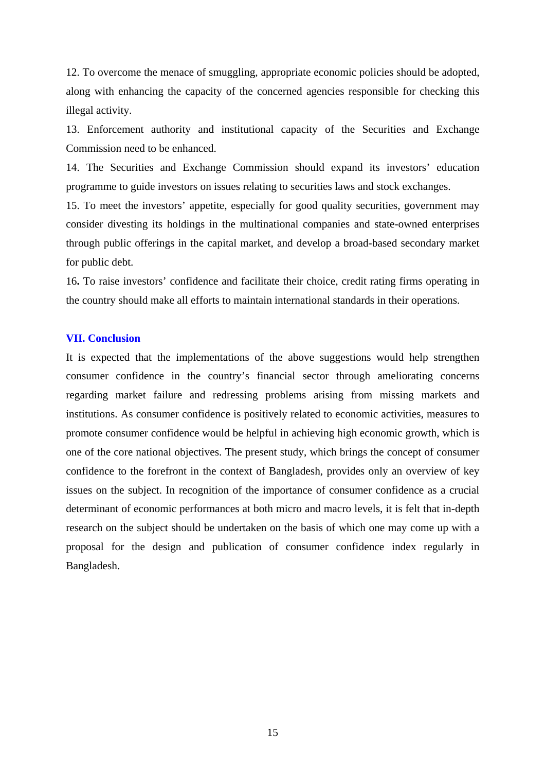12. To overcome the menace of smuggling, appropriate economic policies should be adopted, along with enhancing the capacity of the concerned agencies responsible for checking this illegal activity.

13. Enforcement authority and institutional capacity of the Securities and Exchange Commission need to be enhanced.

14. The Securities and Exchange Commission should expand its investors' education programme to guide investors on issues relating to securities laws and stock exchanges.

15. To meet the investors' appetite, especially for good quality securities, government may consider divesting its holdings in the multinational companies and state-owned enterprises through public offerings in the capital market, and develop a broad-based secondary market for public debt.

16**.** To raise investors' confidence and facilitate their choice, credit rating firms operating in the country should make all efforts to maintain international standards in their operations.

## VII. Conclusion

It is expected that the implementations of the above suggestions would help strengthen consumer confidence in the country's financial sector through ameliorating concerns regarding market failure and redressing problems arising from missing markets and institutions. As consumer confidence is positively related to economic activities, measures to promote consumer confidence would be helpful in achieving high economic growth, which is one of the core national objectives. The present study, which brings the concept of consumer confidence to the forefront in the context of Bangladesh, provides only an overview of key issues on the subject. In recognition of the importance of consumer confidence as a crucial determinant of economic performances at both micro and macro levels, it is felt that in-depth research on the subject should be undertaken on the basis of which one may come up with a proposal for the design and publication of consumer confidence index regularly in Bangladesh.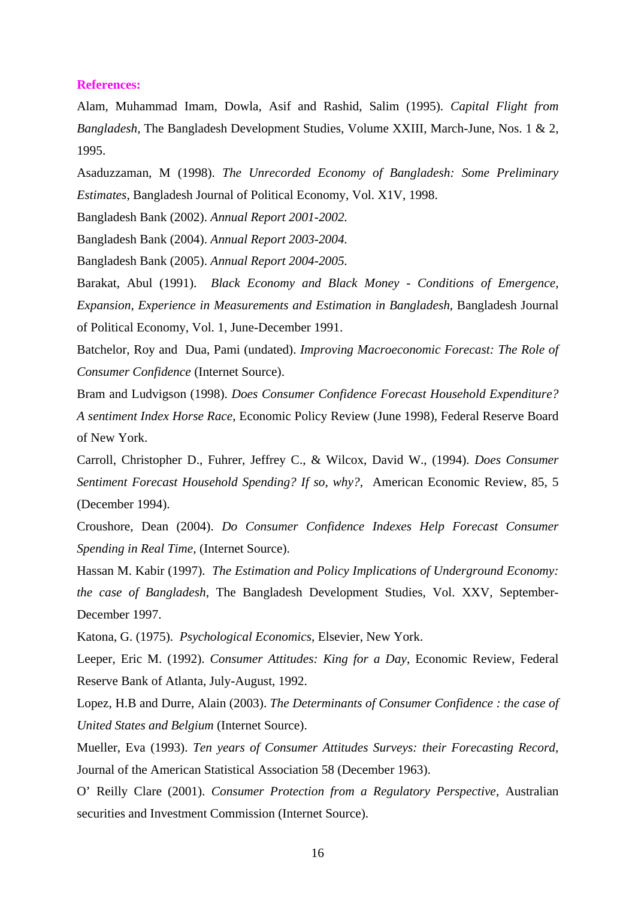**References:**

Alam, Muhammad Imam, Dowla, Asif and Rashid, Salim (1995). *Capital Flight from Bangladesh,* The Bangladesh Development Studies, Volume XXIII, March-June, Nos. 1 & 2, 1995.

Asaduzzaman, M (1998). *The Unrecorded Economy of Bangladesh: Some Preliminary Estimates*, Bangladesh Journal of Political Economy, Vol. X1V, 1998.

Bangladesh Bank (2002). *Annual Report 2001-2002.*

Bangladesh Bank (2004). *Annual Report 2003-2004.*

Bangladesh Bank (2005). *Annual Report 2004-2005.*

Barakat, Abul (1991). *Black Economy and Black Money - Conditions of Emergence, Expansion, Experience in Measurements and Estimation in Bangladesh*, Bangladesh Journal of Political Economy, Vol. 1, June-December 1991.

Batchelor, Roy and Dua, Pami (undated). *Improving Macroeconomic Forecast: The Role of Consumer Confidence* (Internet Source).

Bram and Ludvigson (1998). *Does Consumer Confidence Forecast Household Expenditure? A sentiment Index Horse Race*, Economic Policy Review (June 1998), Federal Reserve Board of New York.

Carroll, Christopher D., Fuhrer, Jeffrey C., & Wilcox, David W., (1994). *Does Consumer Sentiment Forecast Household Spending? If so, why?,* American Economic Review, 85, 5 (December 1994).

Croushore, Dean (2004). *Do Consumer Confidence Indexes Help Forecast Consumer Spending in Real Time*, (Internet Source).

Hassan M. Kabir (1997). *The Estimation and Policy Implications of Underground Economy: the case of Bangladesh*, The Bangladesh Development Studies, Vol. XXV, September-December 1997.

Katona, G. (1975). *Psychological Economics*, Elsevier, New York.

Leeper, Eric M. (1992). *Consumer Attitudes: King for a Day*, Economic Review, Federal Reserve Bank of Atlanta, July-August, 1992.

Lopez, H.B and Durre, Alain (2003). *The Determinants of Consumer Confidence : the case of United States and Belgium* (Internet Source).

Mueller, Eva (1993). *Ten years of Consumer Attitudes Surveys: their Forecasting Record,* Journal of the American Statistical Association 58 (December 1963).

O' Reilly Clare (2001). *Consumer Protection from a Regulatory Perspective*, Australian securities and Investment Commission (Internet Source).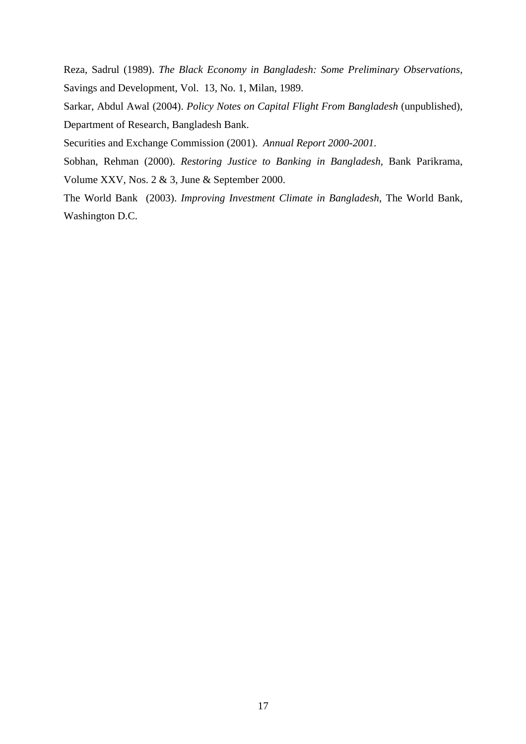Reza, Sadrul (1989). *The Black Economy in Bangladesh: Some Preliminary Observations,* Savings and Development, Vol. 13, No. 1, Milan, 1989.

Sarkar, Abdul Awal (2004). *Policy Notes on Capital Flight From Bangladesh* (unpublished), Department of Research, Bangladesh Bank.

Securities and Exchange Commission (2001). *Annual Report 2000-2001.*

Sobhan, Rehman (2000). *Restoring Justice to Banking in Bangladesh,* Bank Parikrama, Volume XXV, Nos. 2 & 3, June & September 2000.

The World Bank (2003). *Improving Investment Climate in Bangladesh*, The World Bank, Washington D.C.